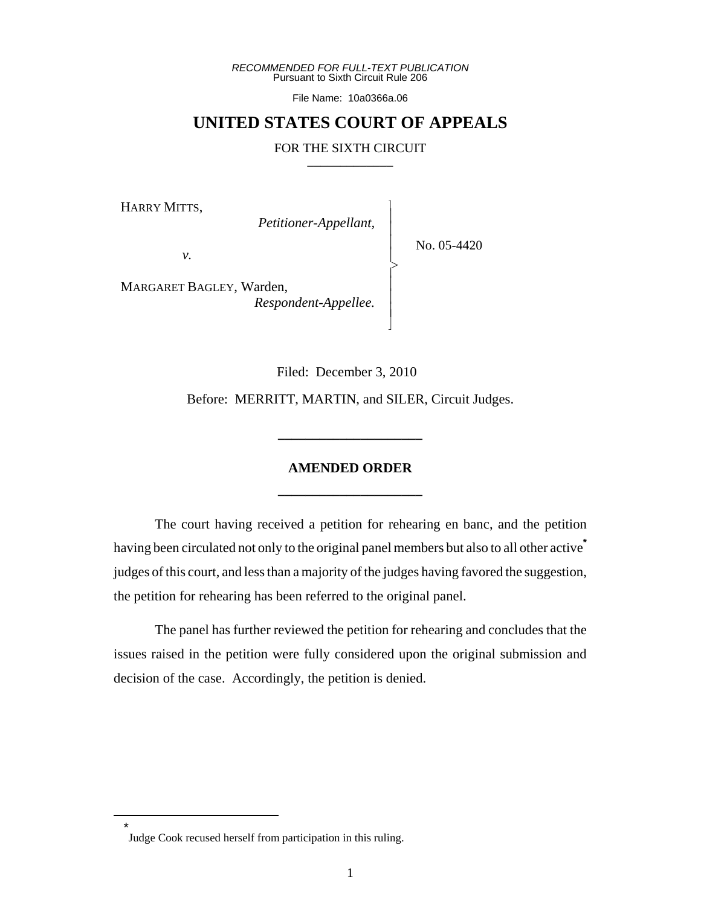*RECOMMENDED FOR FULL-TEXT PUBLICATION*
Pursuant to Sixth Circuit Rule 206

File Name: 10a0366a.06

# UNITED STATES COURT OF APPEALS

FOR THE SIXTH CIRCUIT

HARRY MITTS,
*Petitioner-Appellant,*

*v.*

MARGARET BAGLEY, Warden,
*Respondent-Appellee.*

No. 05-4420

Filed: December 3, 2010

Before: MERRITT, MARTIN, and SILER, Circuit Judges.

## AMENDED ORDER

The court having received a petition for rehearing en banc, and the petition having been circulated not only to the original panel members but also to all other active* judges of this court, and less than a majority of the judges having favored the suggestion, the petition for rehearing has been referred to the original panel.

The panel has further reviewed the petition for rehearing and concludes that the issues raised in the petition were fully considered upon the original submission and decision of the case. Accordingly, the petition is denied.

---

* Judge Cook recused herself from participation in this ruling.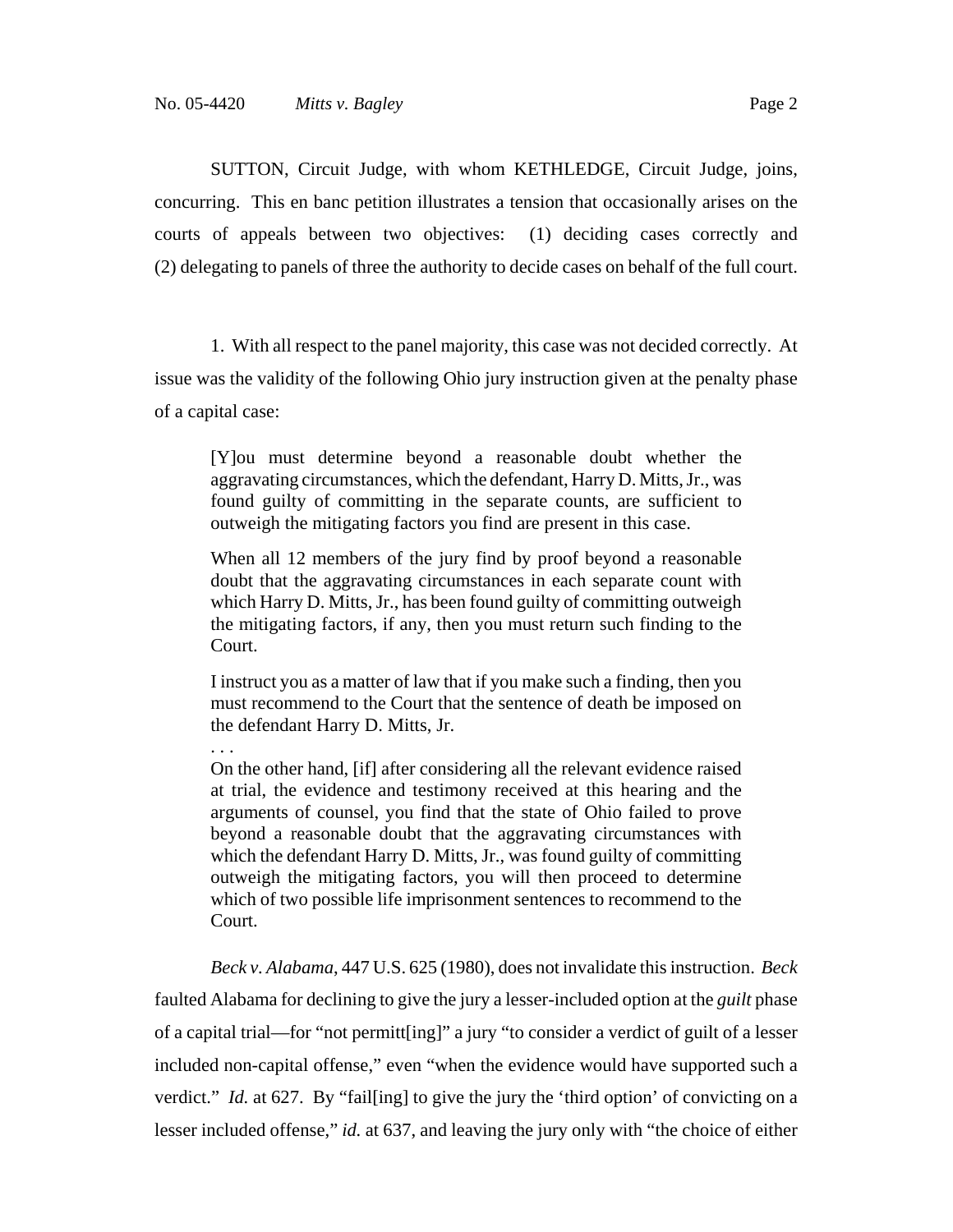SUTTON, Circuit Judge, with whom KETHLEDGE, Circuit Judge, joins, concurring. This en banc petition illustrates a tension that occasionally arises on the courts of appeals between two objectives: (1) deciding cases correctly and (2) delegating to panels of three the authority to decide cases on behalf of the full court.

1. With all respect to the panel majority, this case was not decided correctly. At issue was the validity of the following Ohio jury instruction given at the penalty phase of a capital case:

> [Y]ou must determine beyond a reasonable doubt whether the aggravating circumstances, which the defendant, Harry D. Mitts, Jr., was found guilty of committing in the separate counts, are sufficient to outweigh the mitigating factors you find are present in this case.
>
> When all 12 members of the jury find by proof beyond a reasonable doubt that the aggravating circumstances in each separate count with which Harry D. Mitts, Jr., has been found guilty of committing outweigh the mitigating factors, if any, then you must return such finding to the Court.
>
> I instruct you as a matter of law that if you make such a finding, then you must recommend to the Court that the sentence of death be imposed on the defendant Harry D. Mitts, Jr.
>
> . . .
>
> On the other hand, [if] after considering all the relevant evidence raised at trial, the evidence and testimony received at this hearing and the arguments of counsel, you find that the state of Ohio failed to prove beyond a reasonable doubt that the aggravating circumstances with which the defendant Harry D. Mitts, Jr., was found guilty of committing outweigh the mitigating factors, you will then proceed to determine which of two possible life imprisonment sentences to recommend to the Court.

*Beck v. Alabama*, 447 U.S. 625 (1980), does not invalidate this instruction. *Beck* faulted Alabama for declining to give the jury a lesser-included option at the *guilt* phase of a capital trial—for "not permitt[ing]" a jury "to consider a verdict of guilt of a lesser included non-capital offense," even "when the evidence would have supported such a verdict." *Id.* at 627. By "fail[ing] to give the jury the 'third option' of convicting on a lesser included offense," *id.* at 637, and leaving the jury only with "the choice of either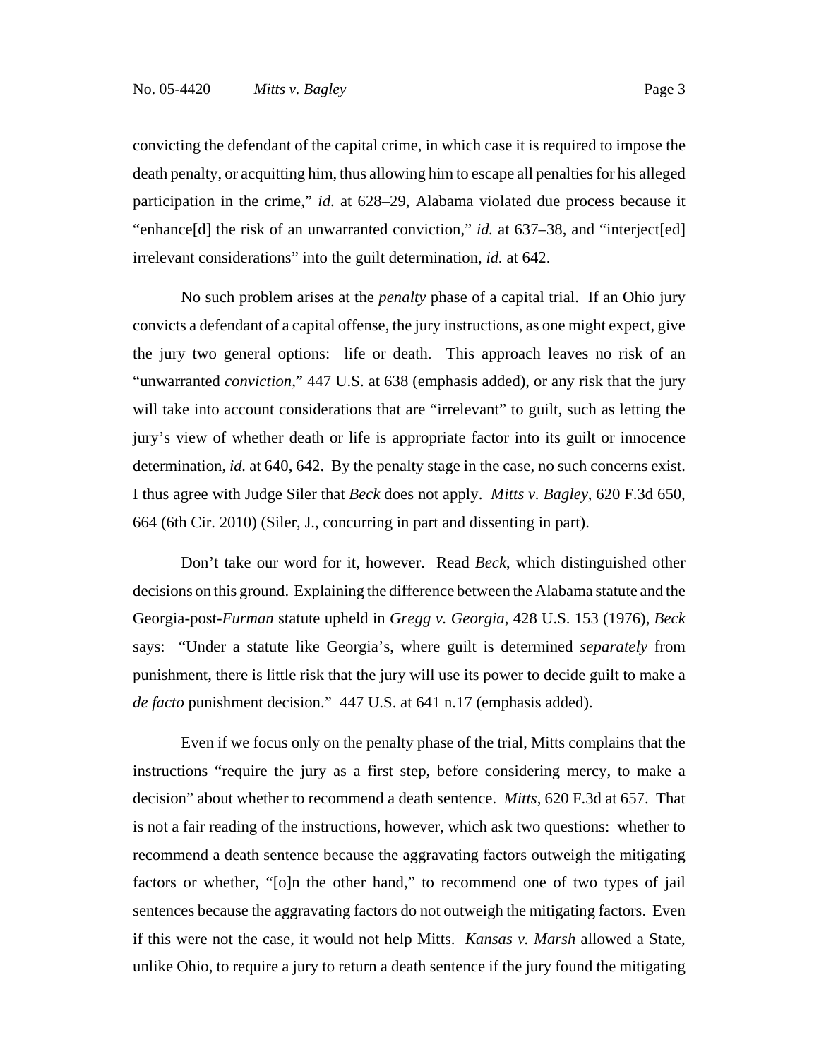convicting the defendant of the capital crime, in which case it is required to impose the death penalty, or acquitting him, thus allowing him to escape all penalties for his alleged participation in the crime," *id*. at 628–29, Alabama violated due process because it "enhance[d] the risk of an unwarranted conviction," *id.* at 637–38, and "interject[ed] irrelevant considerations" into the guilt determination, *id.* at 642.

No such problem arises at the *penalty* phase of a capital trial. If an Ohio jury convicts a defendant of a capital offense, the jury instructions, as one might expect, give the jury two general options: life or death. This approach leaves no risk of an "unwarranted *conviction*," 447 U.S. at 638 (emphasis added), or any risk that the jury will take into account considerations that are "irrelevant" to guilt, such as letting the jury's view of whether death or life is appropriate factor into its guilt or innocence determination, *id.* at 640, 642. By the penalty stage in the case, no such concerns exist. I thus agree with Judge Siler that *Beck* does not apply. *Mitts v. Bagley*, 620 F.3d 650, 664 (6th Cir. 2010) (Siler, J., concurring in part and dissenting in part).

Don't take our word for it, however. Read *Beck*, which distinguished other decisions on this ground. Explaining the difference between the Alabama statute and the Georgia-post-*Furman* statute upheld in *Gregg v. Georgia*, 428 U.S. 153 (1976), *Beck* says: "Under a statute like Georgia's, where guilt is determined *separately* from punishment, there is little risk that the jury will use its power to decide guilt to make a *de facto* punishment decision." 447 U.S. at 641 n.17 (emphasis added).

Even if we focus only on the penalty phase of the trial, Mitts complains that the instructions "require the jury as a first step, before considering mercy, to make a decision" about whether to recommend a death sentence. *Mitts*, 620 F.3d at 657. That is not a fair reading of the instructions, however, which ask two questions: whether to recommend a death sentence because the aggravating factors outweigh the mitigating factors or whether, "[o]n the other hand," to recommend one of two types of jail sentences because the aggravating factors do not outweigh the mitigating factors. Even if this were not the case, it would not help Mitts. *Kansas v. Marsh* allowed a State, unlike Ohio, to require a jury to return a death sentence if the jury found the mitigating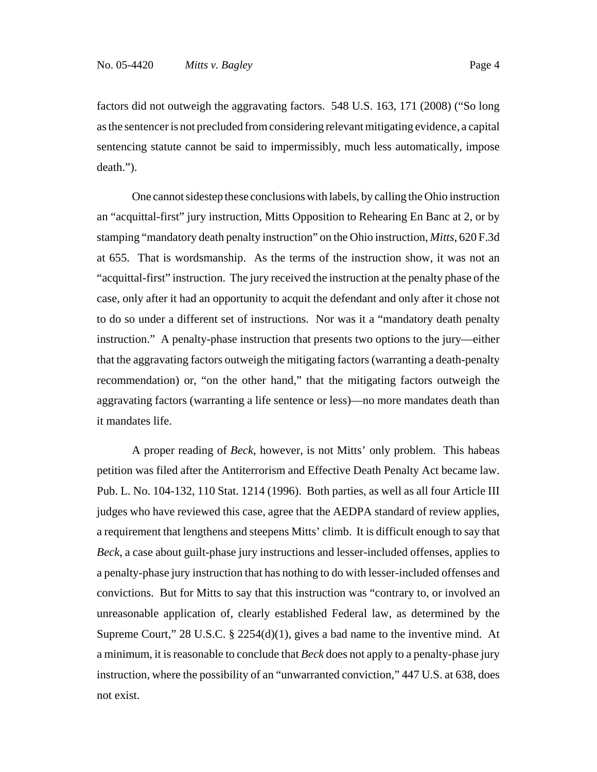factors did not outweigh the aggravating factors. 548 U.S. 163, 171 (2008) ("So long as the sentencer is not precluded from considering relevant mitigating evidence, a capital sentencing statute cannot be said to impermissibly, much less automatically, impose death.").

One cannot sidestep these conclusions with labels, by calling the Ohio instruction an "acquittal-first" jury instruction, Mitts Opposition to Rehearing En Banc at 2, or by stamping "mandatory death penalty instruction" on the Ohio instruction, *Mitts*, 620 F.3d at 655. That is wordsmanship. As the terms of the instruction show, it was not an "acquittal-first" instruction. The jury received the instruction at the penalty phase of the case, only after it had an opportunity to acquit the defendant and only after it chose not to do so under a different set of instructions. Nor was it a "mandatory death penalty instruction." A penalty-phase instruction that presents two options to the jury—either that the aggravating factors outweigh the mitigating factors (warranting a death-penalty recommendation) or, "on the other hand," that the mitigating factors outweigh the aggravating factors (warranting a life sentence or less)—no more mandates death than it mandates life.

A proper reading of *Beck*, however, is not Mitts' only problem. This habeas petition was filed after the Antiterrorism and Effective Death Penalty Act became law. Pub. L. No. 104-132, 110 Stat. 1214 (1996). Both parties, as well as all four Article III judges who have reviewed this case, agree that the AEDPA standard of review applies, a requirement that lengthens and steepens Mitts' climb. It is difficult enough to say that *Beck*, a case about guilt-phase jury instructions and lesser-included offenses, applies to a penalty-phase jury instruction that has nothing to do with lesser-included offenses and convictions. But for Mitts to say that this instruction was "contrary to, or involved an unreasonable application of, clearly established Federal law, as determined by the Supreme Court," 28 U.S.C. § 2254(d)(1), gives a bad name to the inventive mind. At a minimum, it is reasonable to conclude that *Beck* does not apply to a penalty-phase jury instruction, where the possibility of an "unwarranted conviction," 447 U.S. at 638, does not exist.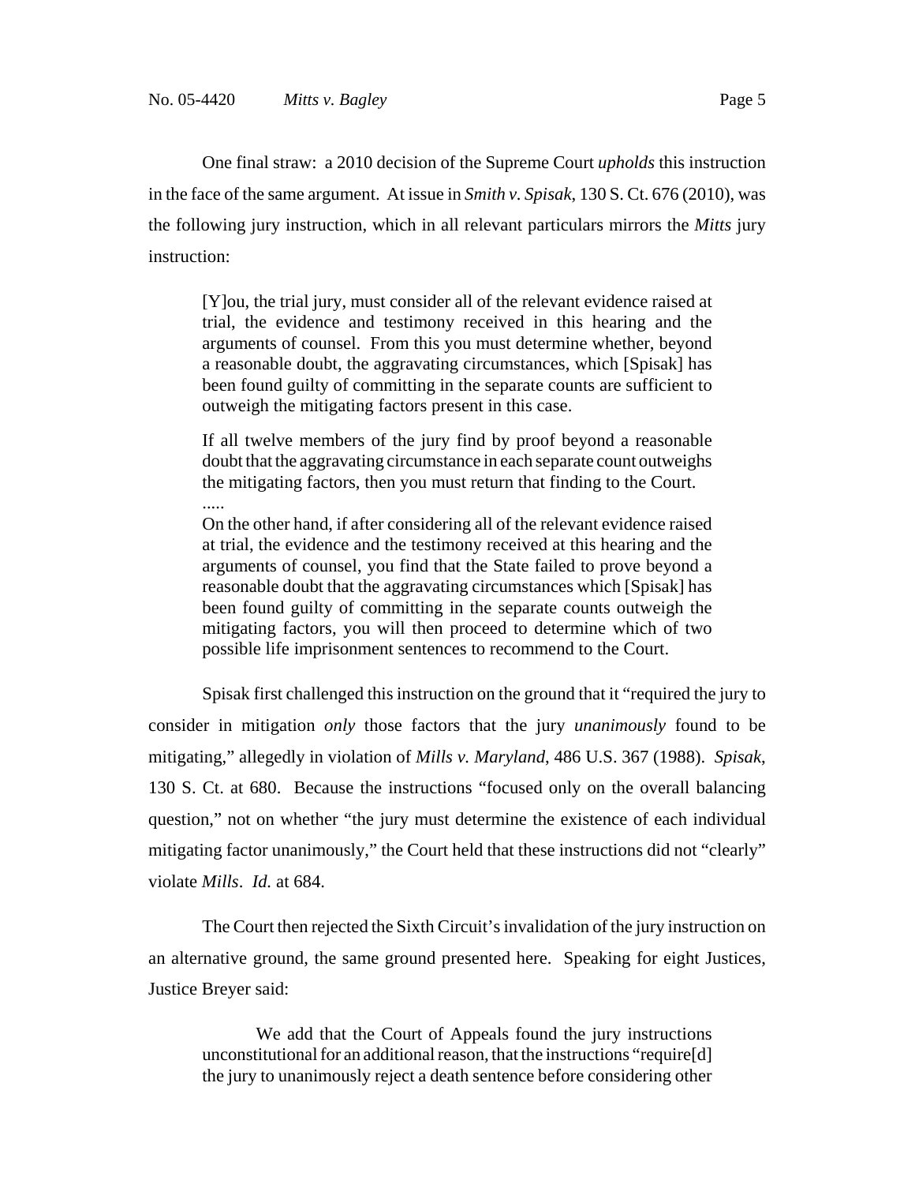One final straw: a 2010 decision of the Supreme Court *upholds* this instruction in the face of the same argument. At issue in *Smith v. Spisak*, 130 S. Ct. 676 (2010), was the following jury instruction, which in all relevant particulars mirrors the *Mitts* jury instruction:

> [Y]ou, the trial jury, must consider all of the relevant evidence raised at trial, the evidence and testimony received in this hearing and the arguments of counsel. From this you must determine whether, beyond a reasonable doubt, the aggravating circumstances, which [Spisak] has been found guilty of committing in the separate counts are sufficient to outweigh the mitigating factors present in this case.
>
> If all twelve members of the jury find by proof beyond a reasonable doubt that the aggravating circumstance in each separate count outweighs the mitigating factors, then you must return that finding to the Court.
>
> .....
>
> On the other hand, if after considering all of the relevant evidence raised at trial, the evidence and the testimony received at this hearing and the arguments of counsel, you find that the State failed to prove beyond a reasonable doubt that the aggravating circumstances which [Spisak] has been found guilty of committing in the separate counts outweigh the mitigating factors, you will then proceed to determine which of two possible life imprisonment sentences to recommend to the Court.

Spisak first challenged this instruction on the ground that it "required the jury to consider in mitigation *only* those factors that the jury *unanimously* found to be mitigating," allegedly in violation of *Mills v. Maryland*, 486 U.S. 367 (1988). *Spisak*, 130 S. Ct. at 680. Because the instructions "focused only on the overall balancing question," not on whether "the jury must determine the existence of each individual mitigating factor unanimously," the Court held that these instructions did not "clearly" violate *Mills*. *Id.* at 684.

The Court then rejected the Sixth Circuit's invalidation of the jury instruction on an alternative ground, the same ground presented here. Speaking for eight Justices, Justice Breyer said:

> We add that the Court of Appeals found the jury instructions unconstitutional for an additional reason, that the instructions "require[d] the jury to unanimously reject a death sentence before considering other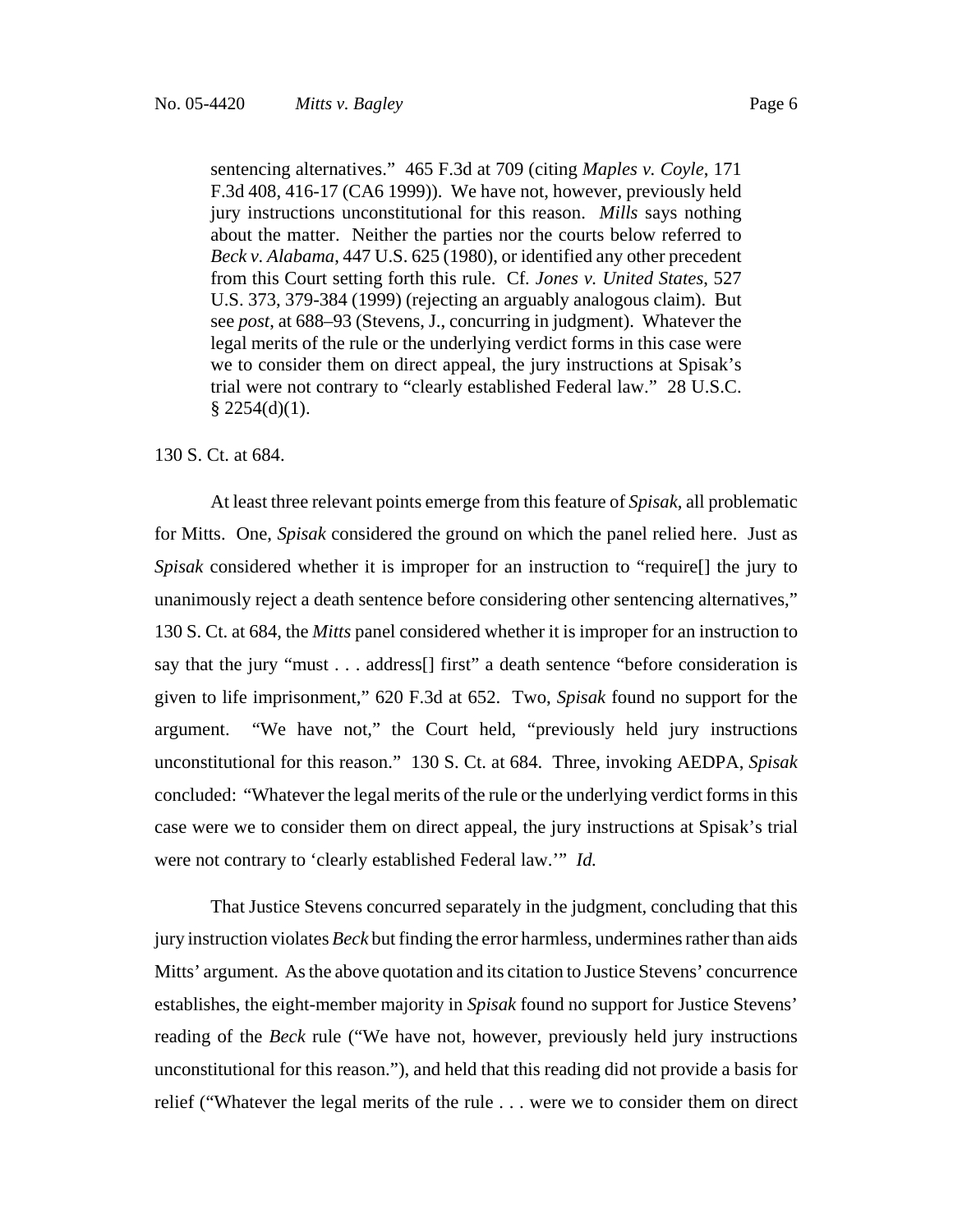> sentencing alternatives." 465 F.3d at 709 (citing *Maples v. Coyle*, 171 F.3d 408, 416-17 (CA6 1999)). We have not, however, previously held jury instructions unconstitutional for this reason. *Mills* says nothing about the matter. Neither the parties nor the courts below referred to *Beck v. Alabama*, 447 U.S. 625 (1980), or identified any other precedent from this Court setting forth this rule. Cf. *Jones v. United States*, 527 U.S. 373, 379-384 (1999) (rejecting an arguably analogous claim). But see *post*, at 688–93 (Stevens, J., concurring in judgment). Whatever the legal merits of the rule or the underlying verdict forms in this case were we to consider them on direct appeal, the jury instructions at Spisak's trial were not contrary to "clearly established Federal law." 28 U.S.C. § 2254(d)(1).

130 S. Ct. at 684.

At least three relevant points emerge from this feature of *Spisak*, all problematic for Mitts. One, *Spisak* considered the ground on which the panel relied here. Just as *Spisak* considered whether it is improper for an instruction to "require[] the jury to unanimously reject a death sentence before considering other sentencing alternatives," 130 S. Ct. at 684, the *Mitts* panel considered whether it is improper for an instruction to say that the jury "must . . . address[] first" a death sentence "before consideration is given to life imprisonment," 620 F.3d at 652. Two, *Spisak* found no support for the argument. "We have not," the Court held, "previously held jury instructions unconstitutional for this reason." 130 S. Ct. at 684. Three, invoking AEDPA, *Spisak* concluded: "Whatever the legal merits of the rule or the underlying verdict forms in this case were we to consider them on direct appeal, the jury instructions at Spisak's trial were not contrary to 'clearly established Federal law.'" *Id.*

That Justice Stevens concurred separately in the judgment, concluding that this jury instruction violates *Beck* but finding the error harmless, undermines rather than aids Mitts' argument. As the above quotation and its citation to Justice Stevens' concurrence establishes, the eight-member majority in *Spisak* found no support for Justice Stevens' reading of the *Beck* rule ("We have not, however, previously held jury instructions unconstitutional for this reason."), and held that this reading did not provide a basis for relief ("Whatever the legal merits of the rule . . . were we to consider them on direct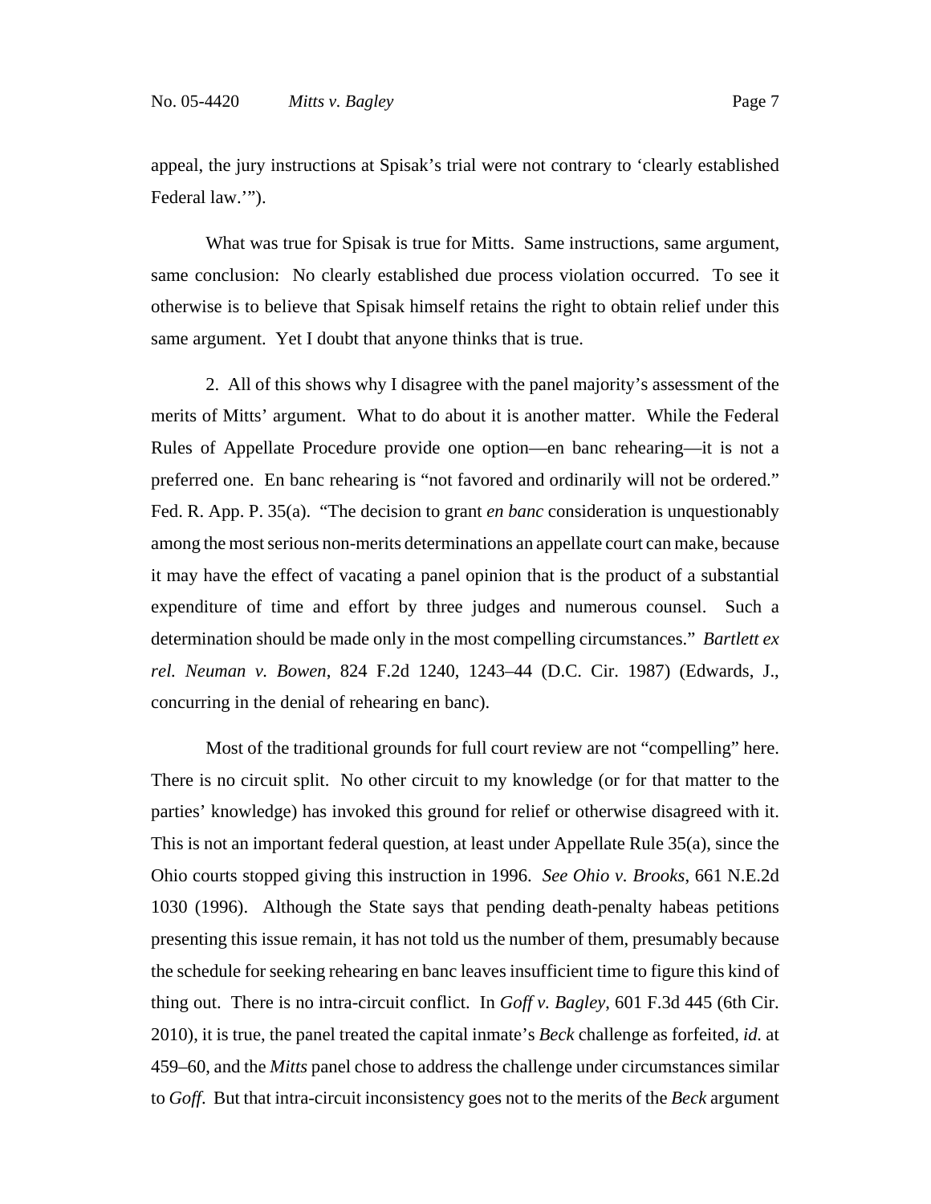appeal, the jury instructions at Spisak's trial were not contrary to 'clearly established Federal law.'").

What was true for Spisak is true for Mitts. Same instructions, same argument, same conclusion: No clearly established due process violation occurred. To see it otherwise is to believe that Spisak himself retains the right to obtain relief under this same argument. Yet I doubt that anyone thinks that is true.

2. All of this shows why I disagree with the panel majority's assessment of the merits of Mitts' argument. What to do about it is another matter. While the Federal Rules of Appellate Procedure provide one option—en banc rehearing—it is not a preferred one. En banc rehearing is "not favored and ordinarily will not be ordered." Fed. R. App. P. 35(a). "The decision to grant *en banc* consideration is unquestionably among the most serious non-merits determinations an appellate court can make, because it may have the effect of vacating a panel opinion that is the product of a substantial expenditure of time and effort by three judges and numerous counsel. Such a determination should be made only in the most compelling circumstances." *Bartlett ex rel. Neuman v. Bowen*, 824 F.2d 1240, 1243–44 (D.C. Cir. 1987) (Edwards, J., concurring in the denial of rehearing en banc).

Most of the traditional grounds for full court review are not "compelling" here. There is no circuit split. No other circuit to my knowledge (or for that matter to the parties' knowledge) has invoked this ground for relief or otherwise disagreed with it. This is not an important federal question, at least under Appellate Rule 35(a), since the Ohio courts stopped giving this instruction in 1996. *See Ohio v. Brooks*, 661 N.E.2d 1030 (1996). Although the State says that pending death-penalty habeas petitions presenting this issue remain, it has not told us the number of them, presumably because the schedule for seeking rehearing en banc leaves insufficient time to figure this kind of thing out. There is no intra-circuit conflict. In *Goff v. Bagley*, 601 F.3d 445 (6th Cir. 2010), it is true, the panel treated the capital inmate's *Beck* challenge as forfeited, *id.* at 459–60, and the *Mitts* panel chose to address the challenge under circumstances similar to *Goff*. But that intra-circuit inconsistency goes not to the merits of the *Beck* argument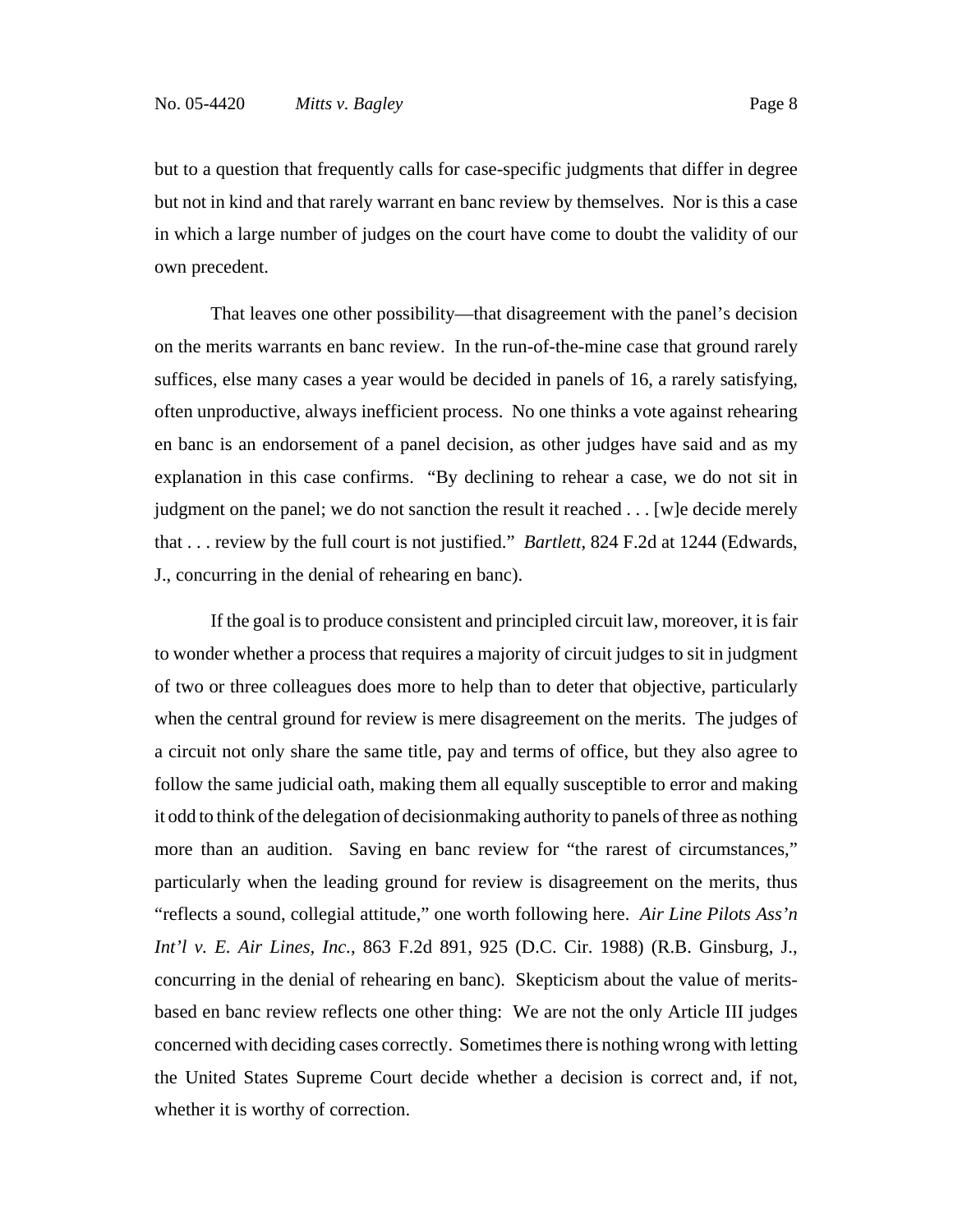but to a question that frequently calls for case-specific judgments that differ in degree but not in kind and that rarely warrant en banc review by themselves. Nor is this a case in which a large number of judges on the court have come to doubt the validity of our own precedent.

That leaves one other possibility—that disagreement with the panel's decision on the merits warrants en banc review. In the run-of-the-mine case that ground rarely suffices, else many cases a year would be decided in panels of 16, a rarely satisfying, often unproductive, always inefficient process. No one thinks a vote against rehearing en banc is an endorsement of a panel decision, as other judges have said and as my explanation in this case confirms. "By declining to rehear a case, we do not sit in judgment on the panel; we do not sanction the result it reached . . . [w]e decide merely that . . . review by the full court is not justified." *Bartlett*, 824 F.2d at 1244 (Edwards, J., concurring in the denial of rehearing en banc).

If the goal is to produce consistent and principled circuit law, moreover, it is fair to wonder whether a process that requires a majority of circuit judges to sit in judgment of two or three colleagues does more to help than to deter that objective, particularly when the central ground for review is mere disagreement on the merits. The judges of a circuit not only share the same title, pay and terms of office, but they also agree to follow the same judicial oath, making them all equally susceptible to error and making it odd to think of the delegation of decisionmaking authority to panels of three as nothing more than an audition. Saving en banc review for "the rarest of circumstances," particularly when the leading ground for review is disagreement on the merits, thus "reflects a sound, collegial attitude," one worth following here. *Air Line Pilots Ass'n Int'l v. E. Air Lines, Inc.*, 863 F.2d 891, 925 (D.C. Cir. 1988) (R.B. Ginsburg, J., concurring in the denial of rehearing en banc). Skepticism about the value of merits-based en banc review reflects one other thing: We are not the only Article III judges concerned with deciding cases correctly. Sometimes there is nothing wrong with letting the United States Supreme Court decide whether a decision is correct and, if not, whether it is worthy of correction.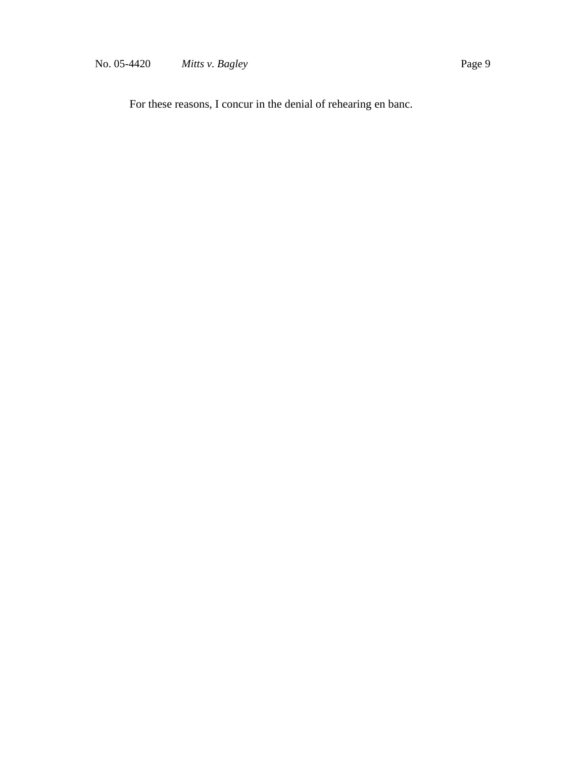For these reasons, I concur in the denial of rehearing en banc.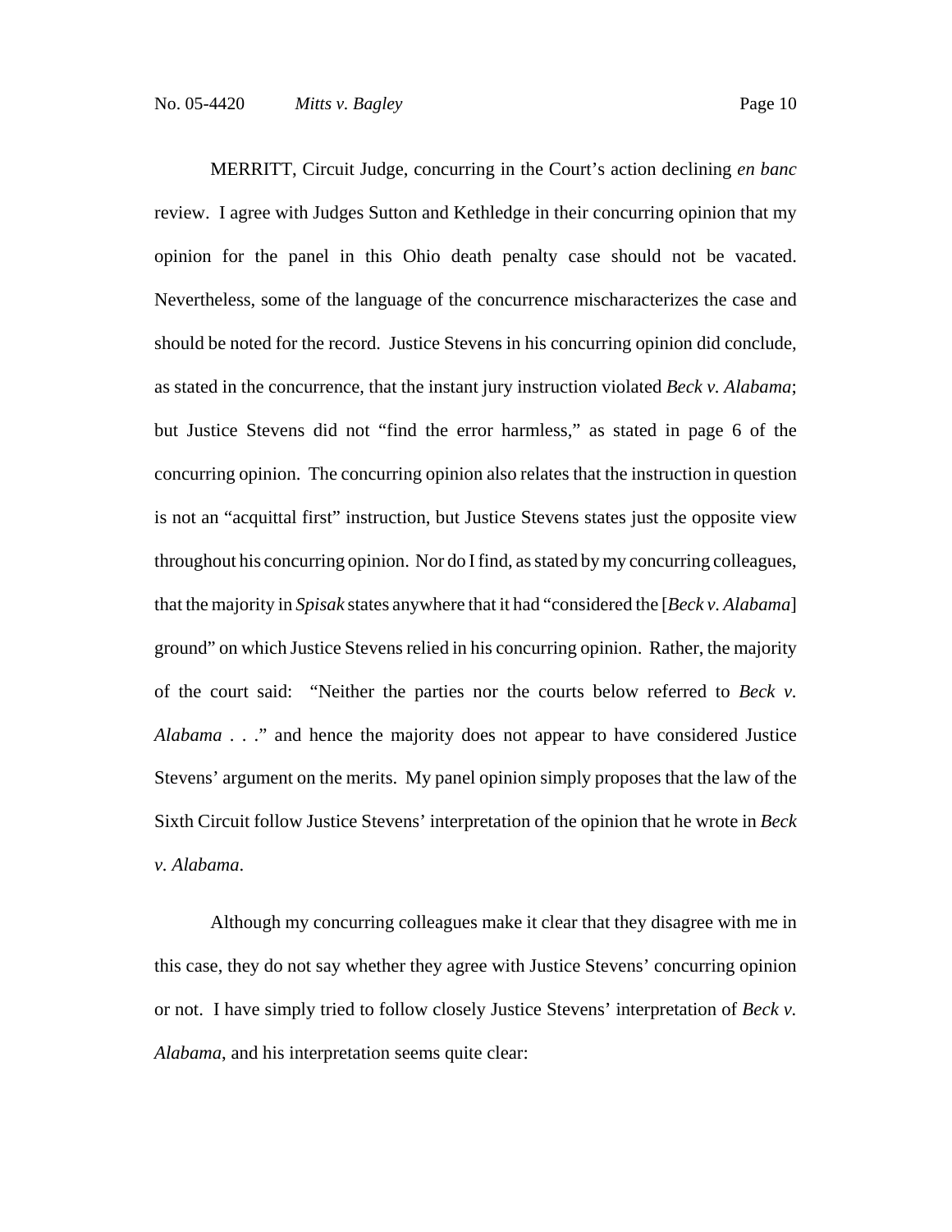MERRITT, Circuit Judge, concurring in the Court's action declining *en banc* review. I agree with Judges Sutton and Kethledge in their concurring opinion that my opinion for the panel in this Ohio death penalty case should not be vacated. Nevertheless, some of the language of the concurrence mischaracterizes the case and should be noted for the record. Justice Stevens in his concurring opinion did conclude, as stated in the concurrence, that the instant jury instruction violated *Beck v. Alabama*; but Justice Stevens did not "find the error harmless," as stated in page 6 of the concurring opinion. The concurring opinion also relates that the instruction in question is not an "acquittal first" instruction, but Justice Stevens states just the opposite view throughout his concurring opinion. Nor do I find, as stated by my concurring colleagues, that the majority in *Spisak* states anywhere that it had "considered the [*Beck v. Alabama*] ground" on which Justice Stevens relied in his concurring opinion. Rather, the majority of the court said: "Neither the parties nor the courts below referred to *Beck v. Alabama* . . ." and hence the majority does not appear to have considered Justice Stevens' argument on the merits. My panel opinion simply proposes that the law of the Sixth Circuit follow Justice Stevens' interpretation of the opinion that he wrote in *Beck v. Alabama*.

Although my concurring colleagues make it clear that they disagree with me in this case, they do not say whether they agree with Justice Stevens' concurring opinion or not. I have simply tried to follow closely Justice Stevens' interpretation of *Beck v. Alabama*, and his interpretation seems quite clear: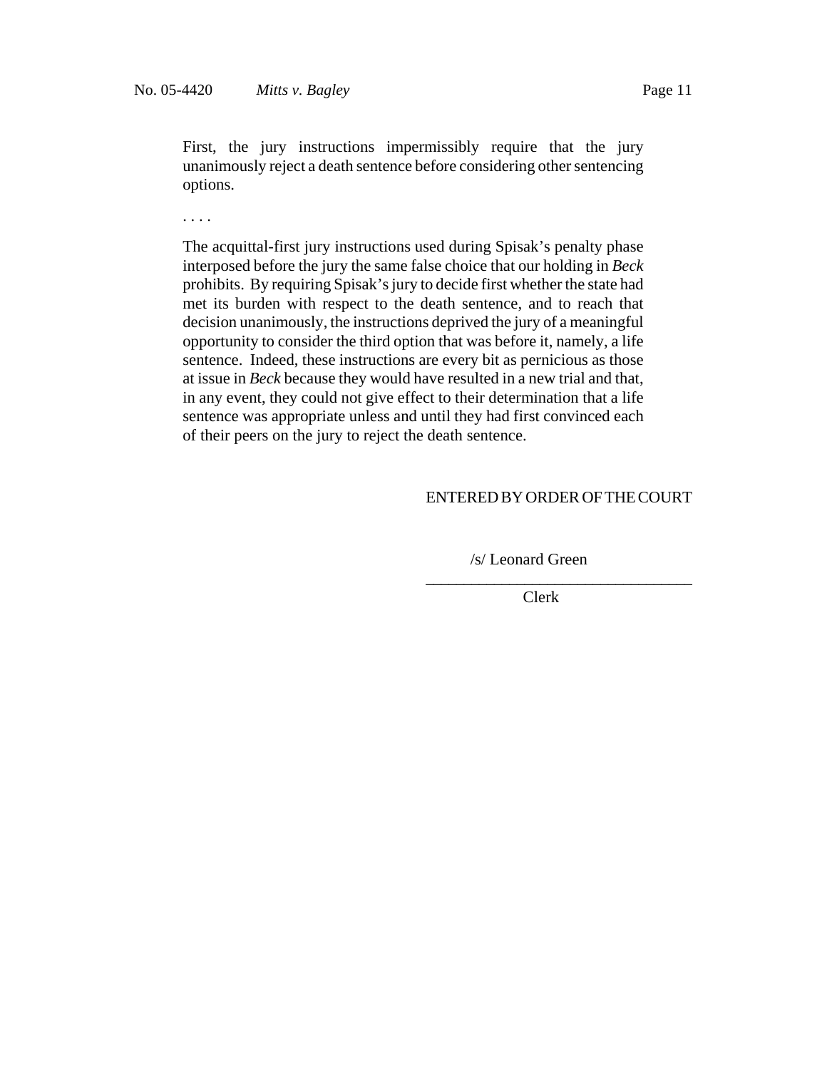> First, the jury instructions impermissibly require that the jury unanimously reject a death sentence before considering other sentencing options.
>
> . . . .
>
> The acquittal-first jury instructions used during Spisak's penalty phase interposed before the jury the same false choice that our holding in *Beck* prohibits. By requiring Spisak's jury to decide first whether the state had met its burden with respect to the death sentence, and to reach that decision unanimously, the instructions deprived the jury of a meaningful opportunity to consider the third option that was before it, namely, a life sentence. Indeed, these instructions are every bit as pernicious as those at issue in *Beck* because they would have resulted in a new trial and that, in any event, they could not give effect to their determination that a life sentence was appropriate unless and until they had first convinced each of their peers on the jury to reject the death sentence.

ENTERED BY ORDER OF THE COURT

/s/ Leonard Green

___________________________________

Clerk